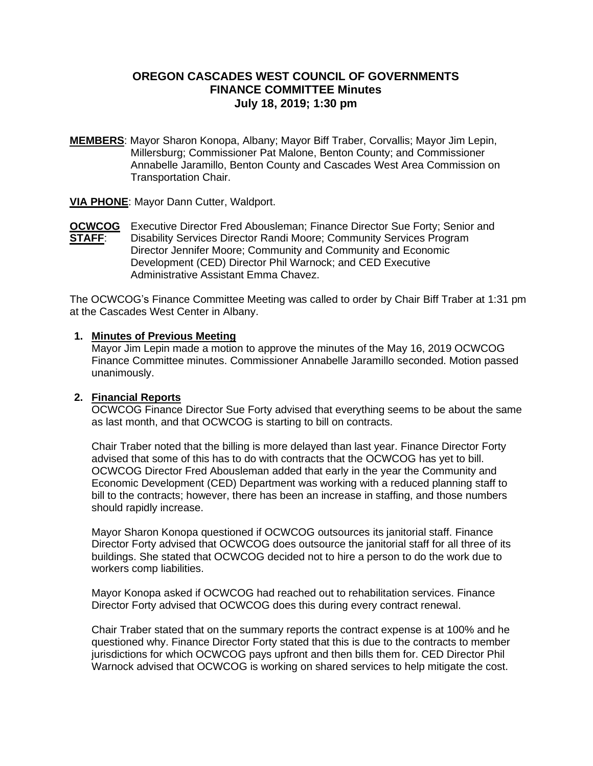# OREGON CASCADES WEST COUNCIL OF GOVERNMENTS
## FINANCE COMMITTEE Minutes
### July 18, 2019; 1:30 pm

**MEMBERS**: Mayor Sharon Konopa, Albany; Mayor Biff Traber, Corvallis; Mayor Jim Lepin, Millersburg; Commissioner Pat Malone, Benton County; and Commissioner Annabelle Jaramillo, Benton County and Cascades West Area Commission on Transportation Chair.

**VIA PHONE**: Mayor Dann Cutter, Waldport.

**OCWCOG STAFF**: Executive Director Fred Abousleman; Finance Director Sue Forty; Senior and Disability Services Director Randi Moore; Community Services Program Director Jennifer Moore; Community and Community and Economic Development (CED) Director Phil Warnock; and CED Executive Administrative Assistant Emma Chavez.

The OCWCOG's Finance Committee Meeting was called to order by Chair Biff Traber at 1:31 pm at the Cascades West Center in Albany.

1. **Minutes of Previous Meeting**
   Mayor Jim Lepin made a motion to approve the minutes of the May 16, 2019 OCWCOG Finance Committee minutes. Commissioner Annabelle Jaramillo seconded. Motion passed unanimously.

2. **Financial Reports**
   OCWCOG Finance Director Sue Forty advised that everything seems to be about the same as last month, and that OCWCOG is starting to bill on contracts.

   Chair Traber noted that the billing is more delayed than last year. Finance Director Forty advised that some of this has to do with contracts that the OCWCOG has yet to bill. OCWCOG Director Fred Abousleman added that early in the year the Community and Economic Development (CED) Department was working with a reduced planning staff to bill to the contracts; however, there has been an increase in staffing, and those numbers should rapidly increase.

   Mayor Sharon Konopa questioned if OCWCOG outsources its janitorial staff. Finance Director Forty advised that OCWCOG does outsource the janitorial staff for all three of its buildings. She stated that OCWCOG decided not to hire a person to do the work due to workers comp liabilities.

   Mayor Konopa asked if OCWCOG had reached out to rehabilitation services. Finance Director Forty advised that OCWCOG does this during every contract renewal.

   Chair Traber stated that on the summary reports the contract expense is at 100% and he questioned why. Finance Director Forty stated that this is due to the contracts to member jurisdictions for which OCWCOG pays upfront and then bills them for. CED Director Phil Warnock advised that OCWCOG is working on shared services to help mitigate the cost.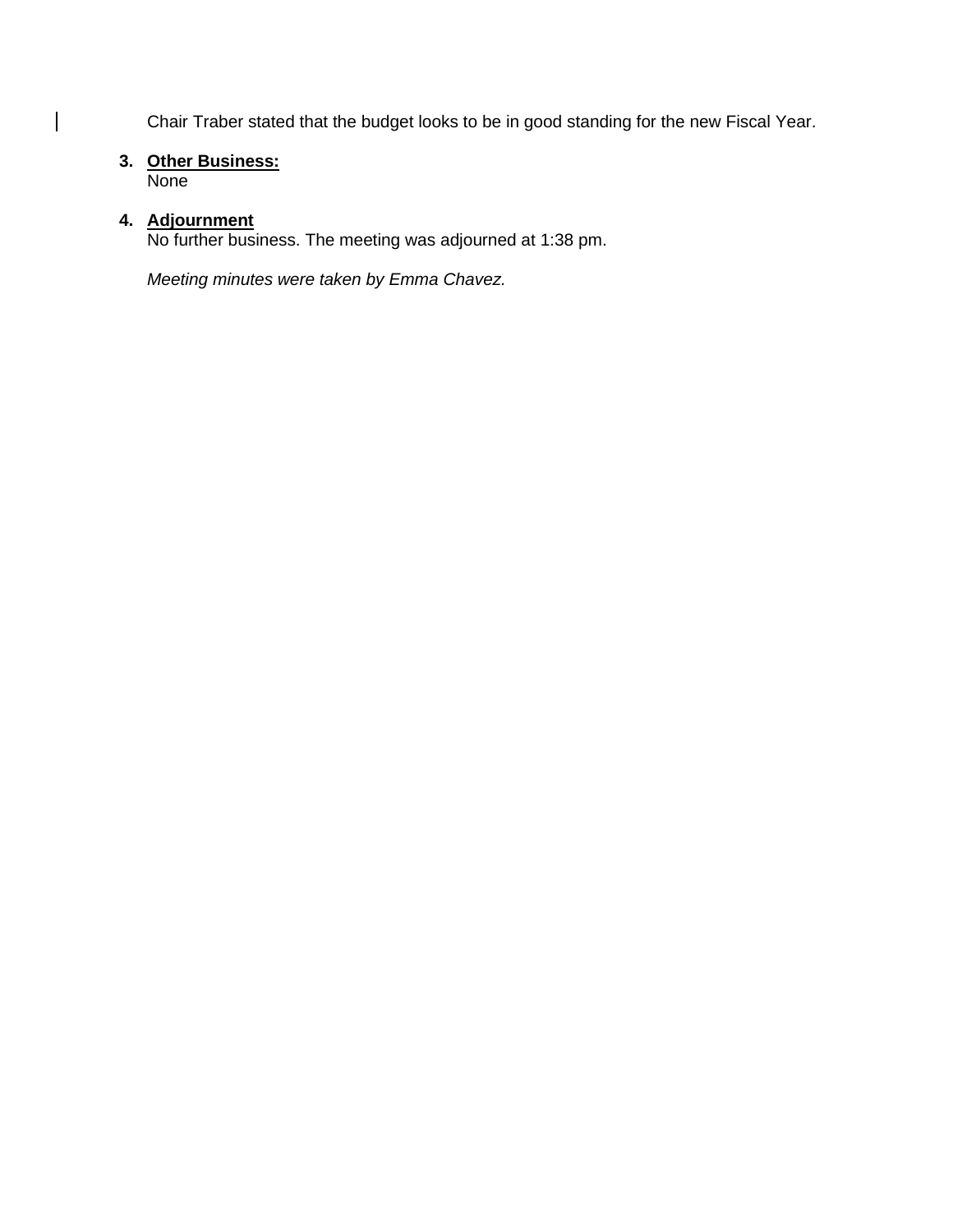Chair Traber stated that the budget looks to be in good standing for the new Fiscal Year.

3. **Other Business:**
   None

4. **Adjournment**
   No further business. The meeting was adjourned at 1:38 pm.

   *Meeting minutes were taken by Emma Chavez.*